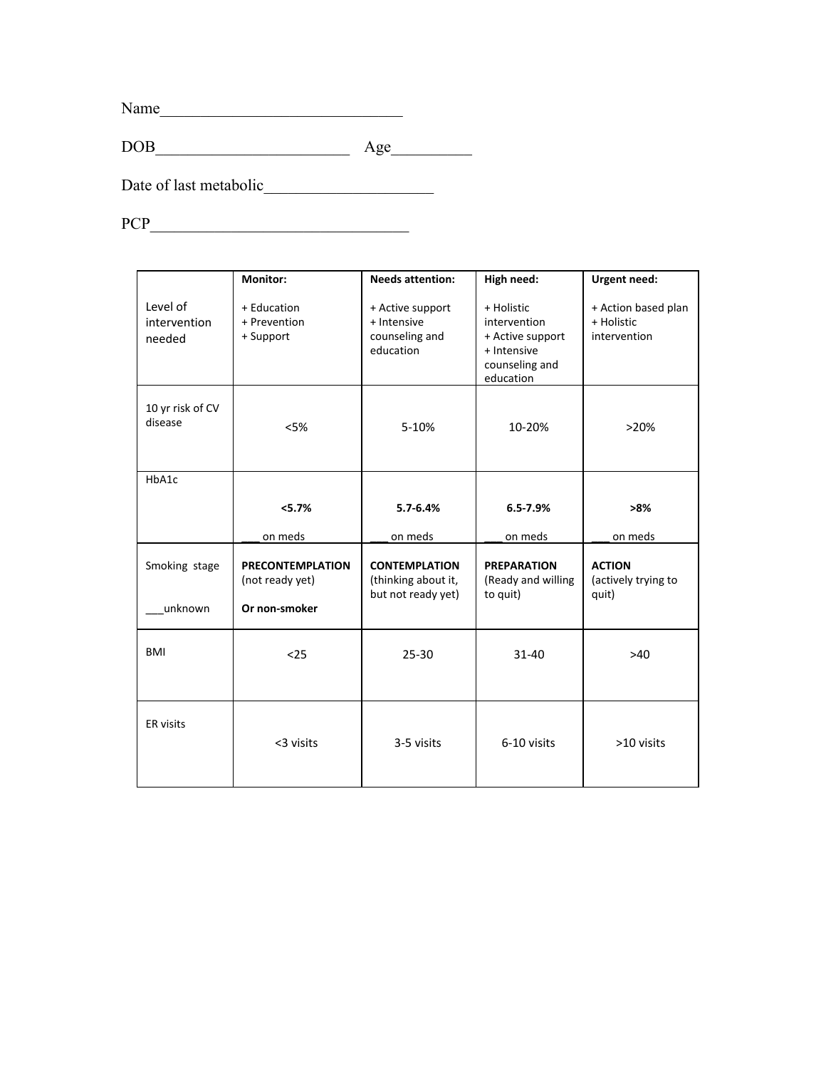Name______________________________

DOB________________________ Age__________

Date of last metabolic____________________

PCP________________________________

| Level of intervention needed | **Monitor:**<br><br>+ Education<br>+ Prevention<br>+ Support | **Needs attention:**<br><br>+ Active support<br>+ Intensive counseling and education | **High need:**<br><br>+ Holistic intervention<br>+ Active support<br>+ Intensive counseling and education | **Urgent need:**<br><br>+ Action based plan<br>+ Holistic intervention |
|---|---|---|---|---|
| 10 yr risk of CV disease | <5% | 5-10% | 10-20% | >20% |
| HbA1c | **<5.7%**<br><br>___ on meds | **5.7-6.4%**<br><br>___ on meds | **6.5-7.9%**<br><br>___ on meds | **>8%**<br><br>___ on meds |
| Smoking stage<br><br>___unknown | **PRECONTEMPLATION** (not ready yet)<br><br>**Or non-smoker** | **CONTEMPLATION** (thinking about it, but not ready yet) | **PREPARATION** (Ready and willing to quit) | **ACTION** (actively trying to quit) |
| BMI | <25 | 25-30 | 31-40 | >40 |
| ER visits | <3 visits | 3-5 visits | 6-10 visits | >10 visits |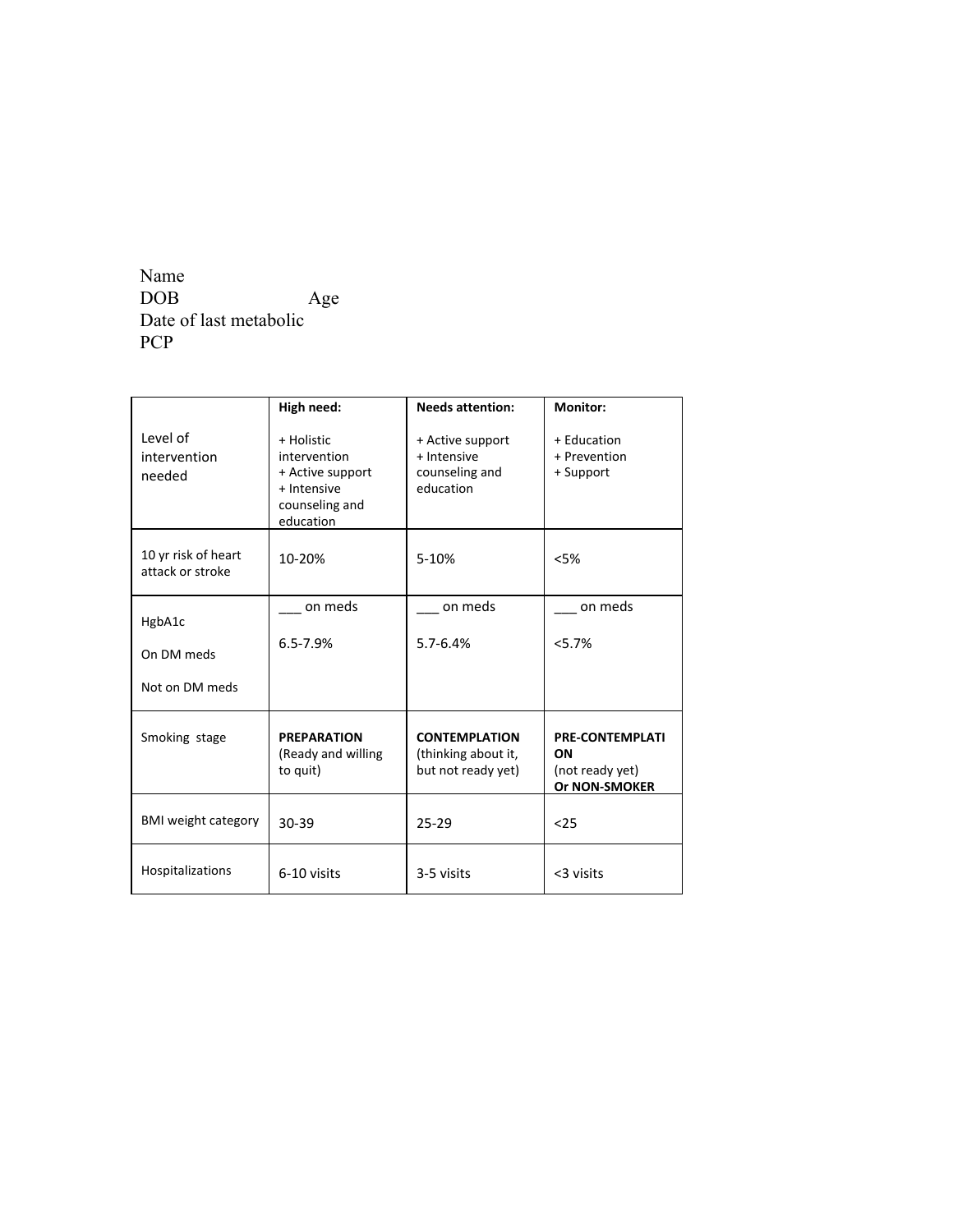Name

DOB Age

Date of last metabolic

PCP

| | | | |
|---|---|---|---|
| Level of intervention needed | **High need:**<br><br>+ Holistic intervention<br>+ Active support<br>+ Intensive counseling and education | **Needs attention:**<br><br>+ Active support<br>+ Intensive counseling and education | **Monitor:**<br><br>+ Education<br>+ Prevention<br>+ Support |
| 10 yr risk of heart attack or stroke | 10-20% | 5-10% | <5% |
| HgbA1c<br><br>On DM meds<br><br>Not on DM meds | ___ on meds<br><br>6.5-7.9% | ___ on meds<br><br>5.7-6.4% | ___ on meds<br><br><5.7% |
| Smoking stage | **PREPARATION**<br>(Ready and willing to quit) | **CONTEMPLATION**<br>(thinking about it, but not ready yet) | **PRE-CONTEMPLATION**<br>(not ready yet)<br>**Or NON-SMOKER** |
| BMI weight category | 30-39 | 25-29 | <25 |
| Hospitalizations | 6-10 visits | 3-5 visits | <3 visits |